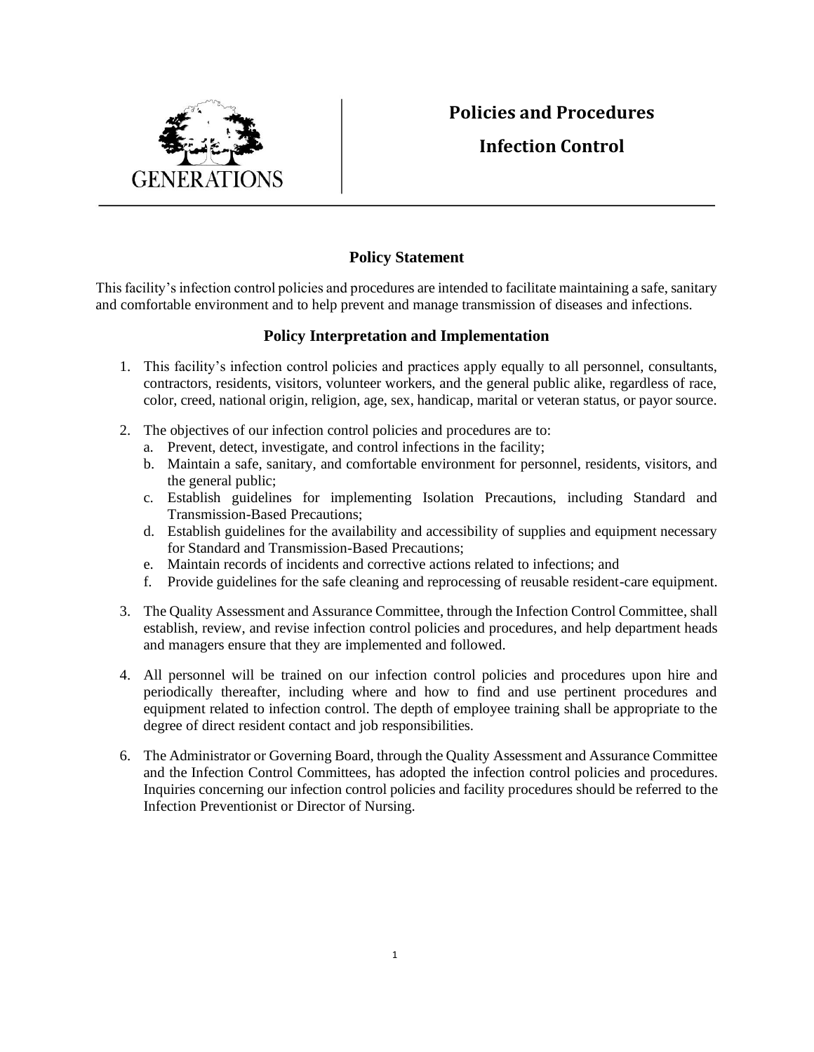GENERATIONS

# Policies and Procedures

## Infection Control

### Policy Statement

This facility's infection control policies and procedures are intended to facilitate maintaining a safe, sanitary and comfortable environment and to help prevent and manage transmission of diseases and infections.

### Policy Interpretation and Implementation

1. This facility's infection control policies and practices apply equally to all personnel, consultants, contractors, residents, visitors, volunteer workers, and the general public alike, regardless of race, color, creed, national origin, religion, age, sex, handicap, marital or veteran status, or payor source.

2. The objectives of our infection control policies and procedures are to:
   a. Prevent, detect, investigate, and control infections in the facility;
   b. Maintain a safe, sanitary, and comfortable environment for personnel, residents, visitors, and the general public;
   c. Establish guidelines for implementing Isolation Precautions, including Standard and Transmission-Based Precautions;
   d. Establish guidelines for the availability and accessibility of supplies and equipment necessary for Standard and Transmission-Based Precautions;
   e. Maintain records of incidents and corrective actions related to infections; and
   f. Provide guidelines for the safe cleaning and reprocessing of reusable resident-care equipment.

3. The Quality Assessment and Assurance Committee, through the Infection Control Committee, shall establish, review, and revise infection control policies and procedures, and help department heads and managers ensure that they are implemented and followed.

4. All personnel will be trained on our infection control policies and procedures upon hire and periodically thereafter, including where and how to find and use pertinent procedures and equipment related to infection control. The depth of employee training shall be appropriate to the degree of direct resident contact and job responsibilities.

6. The Administrator or Governing Board, through the Quality Assessment and Assurance Committee and the Infection Control Committees, has adopted the infection control policies and procedures. Inquiries concerning our infection control policies and facility procedures should be referred to the Infection Preventionist or Director of Nursing.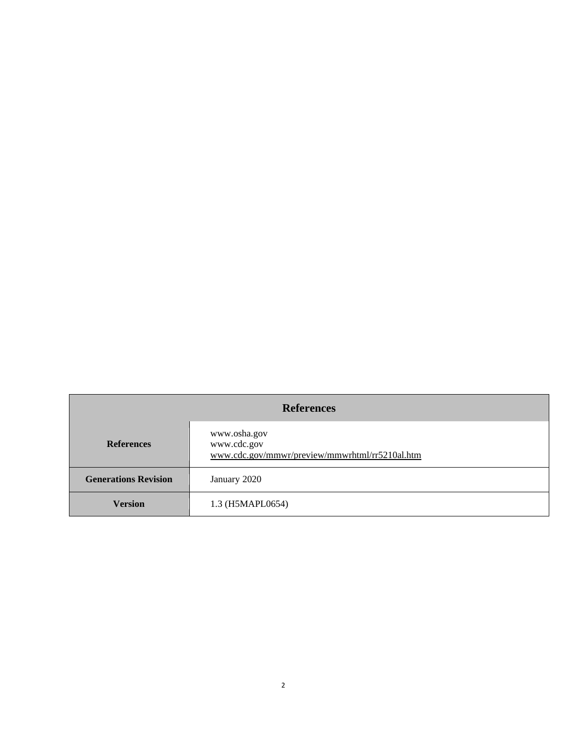| References | |
|---|---|
| References | www.osha.gov<br>www.cdc.gov<br>www.cdc.gov/mmwr/preview/mmwrhtml/rr5210al.htm |
| Generations Revision | January 2020 |
| Version | 1.3 (H5MAPL0654) |